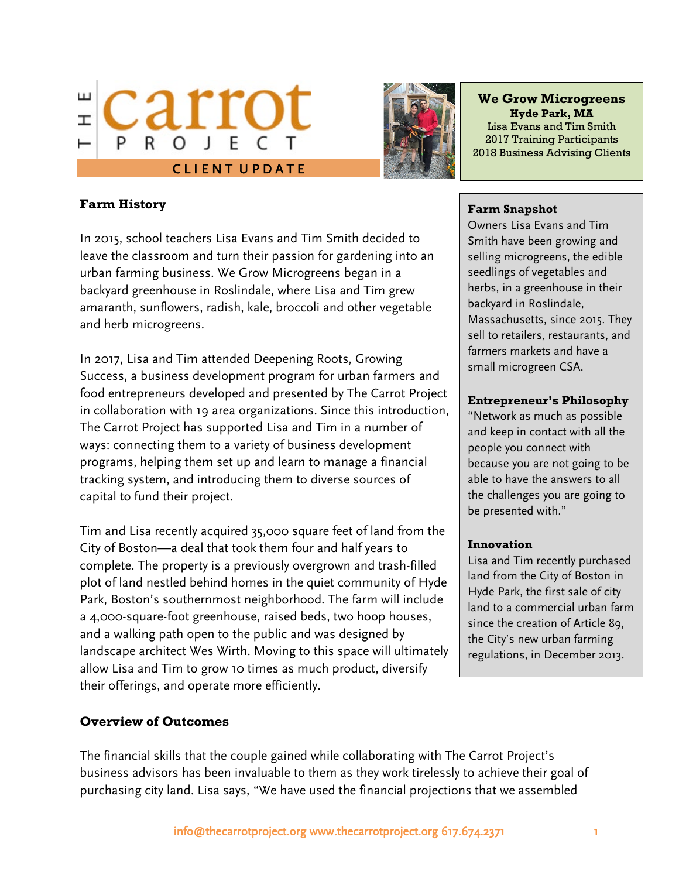# THE carrot PROJECT

CLIENT UPDATE

**We Grow Microgreens**
**Hyde Park, MA**
Lisa Evans and Tim Smith
2017 Training Participants
2018 Business Advising Clients

## Farm History

In 2015, school teachers Lisa Evans and Tim Smith decided to leave the classroom and turn their passion for gardening into an urban farming business. We Grow Microgreens began in a backyard greenhouse in Roslindale, where Lisa and Tim grew amaranth, sunflowers, radish, kale, broccoli and other vegetable and herb microgreens.

In 2017, Lisa and Tim attended Deepening Roots, Growing Success, a business development program for urban farmers and food entrepreneurs developed and presented by The Carrot Project in collaboration with 19 area organizations. Since this introduction, The Carrot Project has supported Lisa and Tim in a number of ways: connecting them to a variety of business development programs, helping them set up and learn to manage a financial tracking system, and introducing them to diverse sources of capital to fund their project.

Tim and Lisa recently acquired 35,000 square feet of land from the City of Boston—a deal that took them four and half years to complete. The property is a previously overgrown and trash-filled plot of land nestled behind homes in the quiet community of Hyde Park, Boston's southernmost neighborhood. The farm will include a 4,000-square-foot greenhouse, raised beds, two hoop houses, and a walking path open to the public and was designed by landscape architect Wes Wirth. Moving to this space will ultimately allow Lisa and Tim to grow 10 times as much product, diversify their offerings, and operate more efficiently.

### Farm Snapshot

Owners Lisa Evans and Tim Smith have been growing and selling microgreens, the edible seedlings of vegetables and herbs, in a greenhouse in their backyard in Roslindale, Massachusetts, since 2015. They sell to retailers, restaurants, and farmers markets and have a small microgreen CSA.

### Entrepreneur's Philosophy

"Network as much as possible and keep in contact with all the people you connect with because you are not going to be able to have the answers to all the challenges you are going to be presented with."

### Innovation

Lisa and Tim recently purchased land from the City of Boston in Hyde Park, the first sale of city land to a commercial urban farm since the creation of Article 89, the City's new urban farming regulations, in December 2013.

## Overview of Outcomes

The financial skills that the couple gained while collaborating with The Carrot Project's business advisors has been invaluable to them as they work tirelessly to achieve their goal of purchasing city land. Lisa says, "We have used the financial projections that we assembled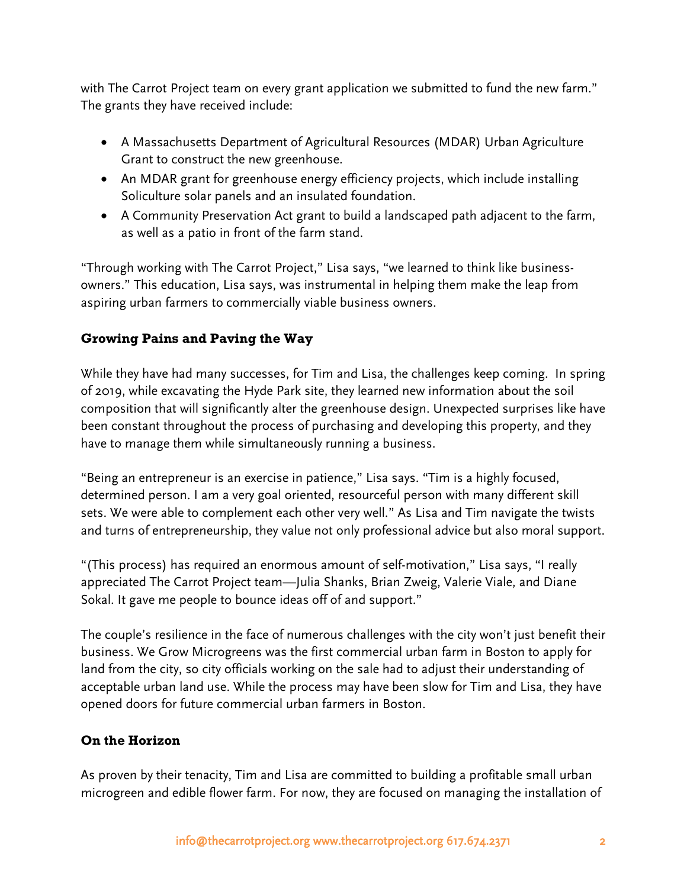with The Carrot Project team on every grant application we submitted to fund the new farm." The grants they have received include:

- A Massachusetts Department of Agricultural Resources (MDAR) Urban Agriculture Grant to construct the new greenhouse.
- An MDAR grant for greenhouse energy efficiency projects, which include installing Soliculture solar panels and an insulated foundation.
- A Community Preservation Act grant to build a landscaped path adjacent to the farm, as well as a patio in front of the farm stand.

"Through working with The Carrot Project," Lisa says, "we learned to think like business-owners." This education, Lisa says, was instrumental in helping them make the leap from aspiring urban farmers to commercially viable business owners.

## Growing Pains and Paving the Way

While they have had many successes, for Tim and Lisa, the challenges keep coming. In spring of 2019, while excavating the Hyde Park site, they learned new information about the soil composition that will significantly alter the greenhouse design. Unexpected surprises like have been constant throughout the process of purchasing and developing this property, and they have to manage them while simultaneously running a business.

"Being an entrepreneur is an exercise in patience," Lisa says. "Tim is a highly focused, determined person. I am a very goal oriented, resourceful person with many different skill sets. We were able to complement each other very well." As Lisa and Tim navigate the twists and turns of entrepreneurship, they value not only professional advice but also moral support.

"(This process) has required an enormous amount of self-motivation," Lisa says, "I really appreciated The Carrot Project team—Julia Shanks, Brian Zweig, Valerie Viale, and Diane Sokal. It gave me people to bounce ideas off of and support."

The couple's resilience in the face of numerous challenges with the city won't just benefit their business. We Grow Microgreens was the first commercial urban farm in Boston to apply for land from the city, so city officials working on the sale had to adjust their understanding of acceptable urban land use. While the process may have been slow for Tim and Lisa, they have opened doors for future commercial urban farmers in Boston.

## On the Horizon

As proven by their tenacity, Tim and Lisa are committed to building a profitable small urban microgreen and edible flower farm. For now, they are focused on managing the installation of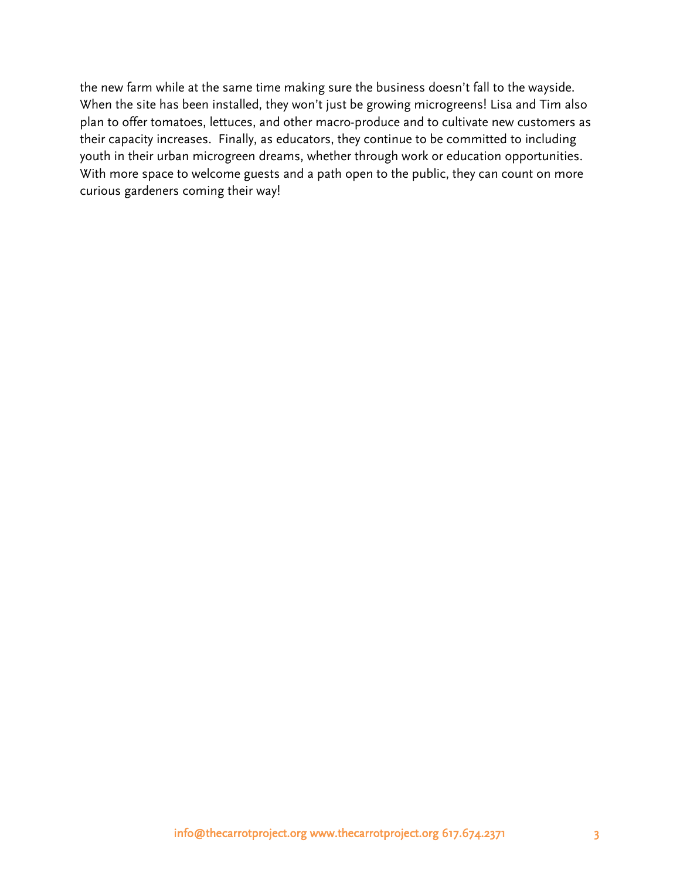the new farm while at the same time making sure the business doesn't fall to the wayside. When the site has been installed, they won't just be growing microgreens! Lisa and Tim also plan to offer tomatoes, lettuces, and other macro-produce and to cultivate new customers as their capacity increases. Finally, as educators, they continue to be committed to including youth in their urban microgreen dreams, whether through work or education opportunities. With more space to welcome guests and a path open to the public, they can count on more curious gardeners coming their way!